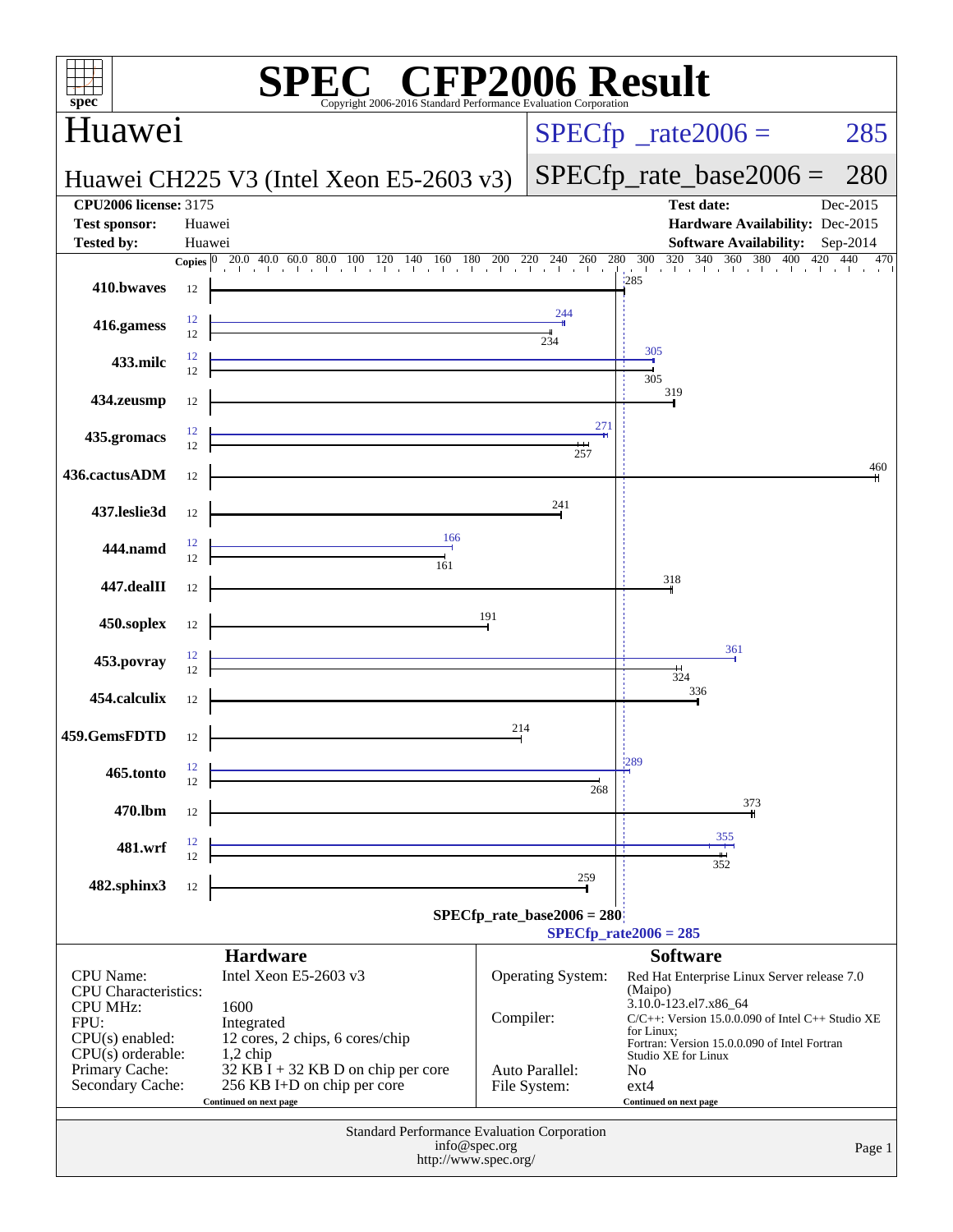# SPEC CFP2006 Result

Copyright 2006-2016 Standard Performance Evaluation Corporation

## Huawei

## Huawei CH225 V3 (Intel Xeon E5-2603 v3)

SPECfp_rate2006 = 285

SPECfp_rate_base2006 = 280

| | | | |
|---|---|---|---|
| **CPU2006 license:** 3175 | | **Test date:** | Dec-2015 |
| **Test sponsor:** | Huawei | **Hardware Availability:** | Dec-2015 |
| **Tested by:** | Huawei | **Software Availability:** | Sep-2014 |

Copies 0 20.0 40.0 60.0 80.0 100 120 140 160 180 200 220 240 260 280 300 320 340 360 380 400 420 440 470

410.bwaves 12 285

416.gamess 12 244

416.gamess 12 234

433.milc 12 305

433.milc 12 305

434.zeusmp 12 319

435.gromacs 12 271

435.gromacs 12 257

436.cactusADM 12 460

437.leslie3d 12 241

444.namd 12 166

444.namd 12 161

447.dealII 12 318

450.soplex 12 191

453.povray 12 361

453.povray 12 324

454.calculix 12 336

459.GemsFDTD 12 214

465.tonto 12 289

465.tonto 12 268

470.lbm 12 373

481.wrf 12 355

481.wrf 12 352

482.sphinx3 12 259

SPECfp_rate_base2006 = 280

SPECfp_rate2006 = 285

### Hardware

| | |
|---|---|
| CPU Name: | Intel Xeon E5-2603 v3 |
| CPU Characteristics: | |
| CPU MHz: | 1600 |
| FPU: | Integrated |
| CPU(s) enabled: | 12 cores, 2 chips, 6 cores/chip |
| CPU(s) orderable: | 1,2 chip |
| Primary Cache: | 32 KB I + 32 KB D on chip per core |
| Secondary Cache: | 256 KB I+D on chip per core |

Continued on next page

### Software

| | |
|---|---|
| Operating System: | Red Hat Enterprise Linux Server release 7.0 (Maipo) 3.10.0-123.el7.x86_64 |
| Compiler: | C/C++: Version 15.0.0.090 of Intel C++ Studio XE for Linux; Fortran: Version 15.0.0.090 of Intel Fortran Studio XE for Linux |
| Auto Parallel: | No |
| File System: | ext4 |

Continued on next page

Standard Performance Evaluation Corporation
info@spec.org
http://www.spec.org/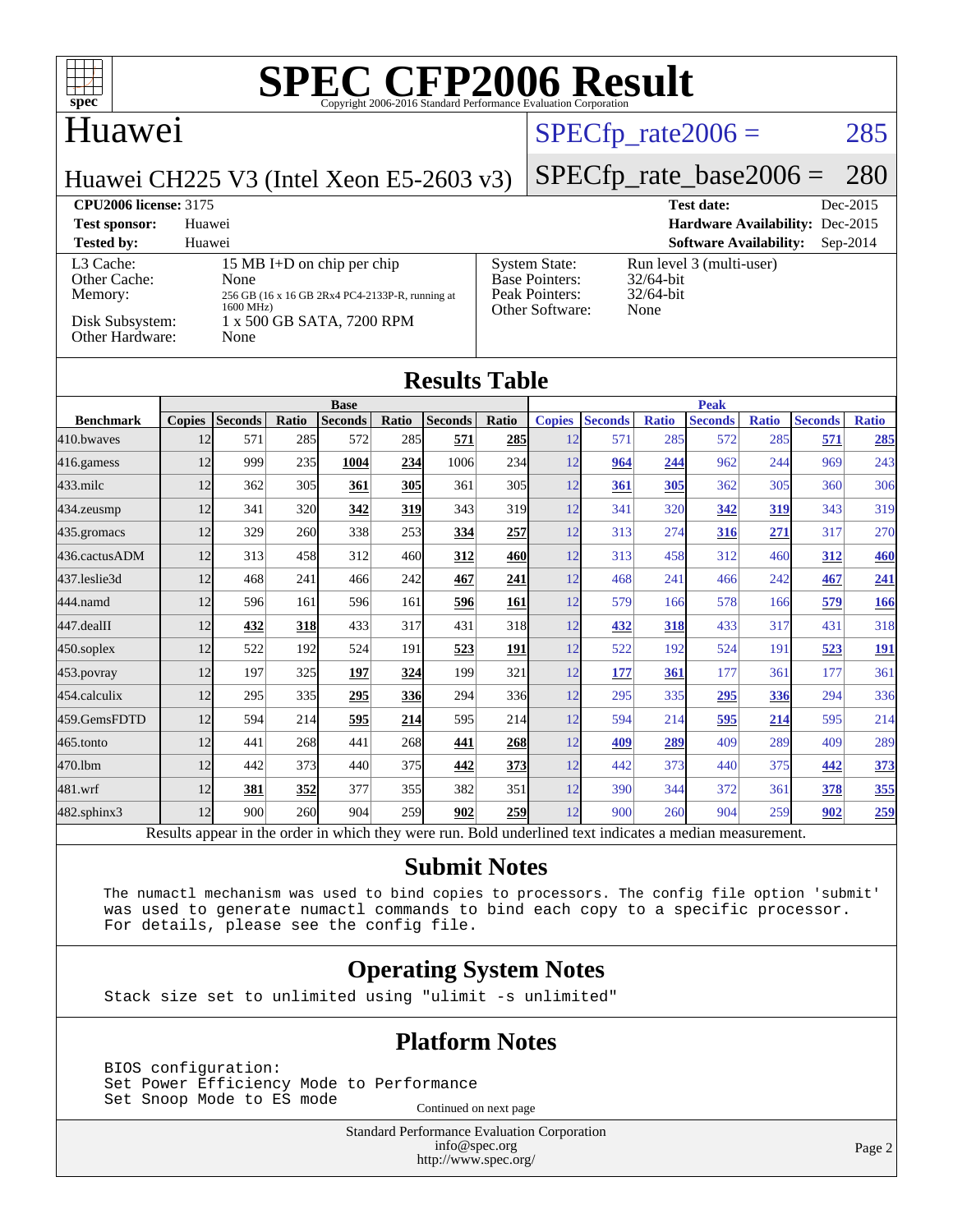# SPEC CFP2006 Result

Copyright 2006-2016 Standard Performance Evaluation Corporation

## Huawei

Huawei CH225 V3 (Intel Xeon E5-2603 v3)

SPECfp_rate2006 = 285

SPECfp_rate_base2006 = 280

| | | | |
|---|---|---|---|
| **CPU2006 license:** 3175 | | **Test date:** | Dec-2015 |
| **Test sponsor:** | Huawei | **Hardware Availability:** | Dec-2015 |
| **Tested by:** | Huawei | **Software Availability:** | Sep-2014 |

| | | | |
|---|---|---|---|
| L3 Cache: | 15 MB I+D on chip per chip | System State: | Run level 3 (multi-user) |
| Other Cache: | None | Base Pointers: | 32/64-bit |
| Memory: | 256 GB (16 x 16 GB 2Rx4 PC4-2133P-R, running at 1600 MHz) | Peak Pointers: | 32/64-bit |
| Disk Subsystem: | 1 x 500 GB SATA, 7200 RPM | Other Software: | None |
| Other Hardware: | None | | |

## Results Table

| | Base | | | | | | | Peak | | | | | | |
|---|---|---|---|---|---|---|---|---|---|---|---|---|---|---|
| **Benchmark** | **Copies** | **Seconds** | **Ratio** | **Seconds** | **Ratio** | **Seconds** | **Ratio** | **Copies** | **Seconds** | **Ratio** | **Seconds** | **Ratio** | **Seconds** | **Ratio** |
| 410.bwaves | 12 | 571 | 285 | 572 | 285 | **571** | **285** | 12 | 571 | 285 | 572 | 285 | **571** | **285** |
| 416.gamess | 12 | 999 | 235 | **1004** | **234** | 1006 | 234 | 12 | **964** | **244** | 962 | 244 | 969 | 243 |
| 433.milc | 12 | 362 | 305 | **361** | **305** | 361 | 305 | 12 | **361** | **305** | 362 | 305 | 360 | 306 |
| 434.zeusmp | 12 | 341 | 320 | **342** | **319** | 343 | 319 | 12 | 341 | 320 | **342** | **319** | 343 | 319 |
| 435.gromacs | 12 | 329 | 260 | 338 | 253 | **334** | **257** | 12 | 313 | 274 | **316** | **271** | 317 | 270 |
| 436.cactusADM | 12 | 313 | 458 | 312 | 460 | **312** | **460** | 12 | 313 | 458 | 312 | 460 | **312** | **460** |
| 437.leslie3d | 12 | 468 | 241 | 466 | 242 | **467** | **241** | 12 | 468 | 241 | 466 | 242 | **467** | **241** |
| 444.namd | 12 | 596 | 161 | 596 | 161 | **596** | **161** | 12 | 579 | 166 | 578 | 166 | **579** | **166** |
| 447.dealII | 12 | **432** | **318** | 433 | 317 | 431 | 318 | 12 | **432** | **318** | 433 | 317 | 431 | 318 |
| 450.soplex | 12 | 522 | 192 | 524 | 191 | **523** | **191** | 12 | 522 | 192 | 524 | 191 | **523** | **191** |
| 453.povray | 12 | 197 | 325 | **197** | **324** | 199 | 321 | 12 | **177** | **361** | 177 | 361 | 177 | 361 |
| 454.calculix | 12 | 295 | 335 | **295** | **336** | 294 | 336 | 12 | 295 | 335 | **295** | **336** | 294 | 336 |
| 459.GemsFDTD | 12 | 594 | 214 | **595** | **214** | 595 | 214 | 12 | 594 | 214 | **595** | **214** | 595 | 214 |
| 465.tonto | 12 | 441 | 268 | 441 | 268 | **441** | **268** | 12 | **409** | **289** | 409 | 289 | 409 | 289 |
| 470.lbm | 12 | 442 | 373 | 440 | 375 | **442** | **373** | 12 | 442 | 373 | 440 | 375 | **442** | **373** |
| 481.wrf | 12 | **381** | **352** | 377 | 355 | 382 | 351 | 12 | 390 | 344 | 372 | 361 | **378** | **355** |
| 482.sphinx3 | 12 | 900 | 260 | 904 | 259 | **902** | **259** | 12 | 900 | 260 | 904 | 259 | **902** | **259** |

Results appear in the order in which they were run. Bold underlined text indicates a median measurement.

## Submit Notes

```
The numactl mechanism was used to bind copies to processors. The config file option 'submit'
was used to generate numactl commands to bind each copy to a specific processor.
For details, please see the config file.
```

## Operating System Notes

```
Stack size set to unlimited using "ulimit -s unlimited"
```

## Platform Notes

```
BIOS configuration:
Set Power Efficiency Mode to Performance
Set Snoop Mode to ES mode
```

Continued on next page

Standard Performance Evaluation Corporation
info@spec.org
http://www.spec.org/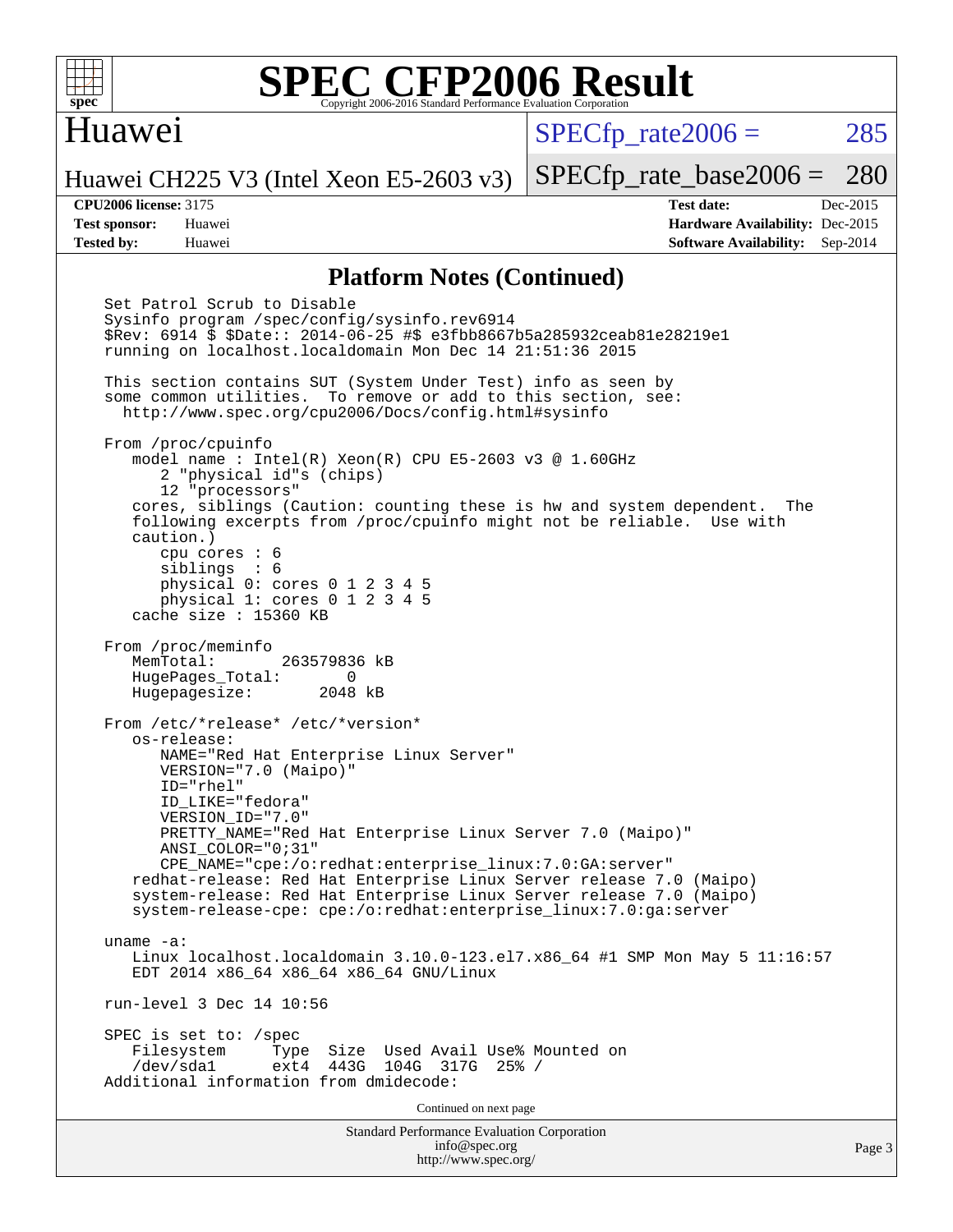# SPEC CFP2006 Result

## Huawei

Huawei CH225 V3 (Intel Xeon E5-2603 v3)

SPECfp_rate2006 = 285

SPECfp_rate_base2006 = 280

**CPU2006 license:** 3175

**Test sponsor:** Huawei

**Tested by:** Huawei

**Test date:** Dec-2015

**Hardware Availability:** Dec-2015

**Software Availability:** Sep-2014

## Platform Notes (Continued)

```
Set Patrol Scrub to Disable
Sysinfo program /spec/config/sysinfo.rev6914
$Rev: 6914 $ $Date:: 2014-06-25 #$ e3fbb8667b5a285932ceab81e28219e1
running on localhost.localdomain Mon Dec 14 21:51:36 2015

This section contains SUT (System Under Test) info as seen by
some common utilities.  To remove or add to this section, see:
  http://www.spec.org/cpu2006/Docs/config.html#sysinfo

From /proc/cpuinfo
   model name : Intel(R) Xeon(R) CPU E5-2603 v3 @ 1.60GHz
      2 "physical id"s (chips)
      12 "processors"
   cores, siblings (Caution: counting these is hw and system dependent.  The
   following excerpts from /proc/cpuinfo might not be reliable.  Use with
   caution.)
      cpu cores : 6
      siblings  : 6
      physical 0: cores 0 1 2 3 4 5
      physical 1: cores 0 1 2 3 4 5
   cache size : 15360 KB

From /proc/meminfo
   MemTotal:       263579836 kB
   HugePages_Total:        0
   Hugepagesize:        2048 kB

From /etc/*release* /etc/*version*
   os-release:
      NAME="Red Hat Enterprise Linux Server"
      VERSION="7.0 (Maipo)"
      ID="rhel"
      ID_LIKE="fedora"
      VERSION_ID="7.0"
      PRETTY_NAME="Red Hat Enterprise Linux Server 7.0 (Maipo)"
      ANSI_COLOR="0;31"
      CPE_NAME="cpe:/o:redhat:enterprise_linux:7.0:GA:server"
   redhat-release: Red Hat Enterprise Linux Server release 7.0 (Maipo)
   system-release: Red Hat Enterprise Linux Server release 7.0 (Maipo)
   system-release-cpe: cpe:/o:redhat:enterprise_linux:7.0:ga:server

uname -a:
   Linux localhost.localdomain 3.10.0-123.el7.x86_64 #1 SMP Mon May 5 11:16:57
   EDT 2014 x86_64 x86_64 x86_64 GNU/Linux

run-level 3 Dec 14 10:56

SPEC is set to: /spec
   Filesystem     Type  Size  Used Avail Use% Mounted on
   /dev/sda1      ext4  443G  104G  317G  25% /
Additional information from dmidecode:
```

Continued on next page

Standard Performance Evaluation Corporation
info@spec.org
http://www.spec.org/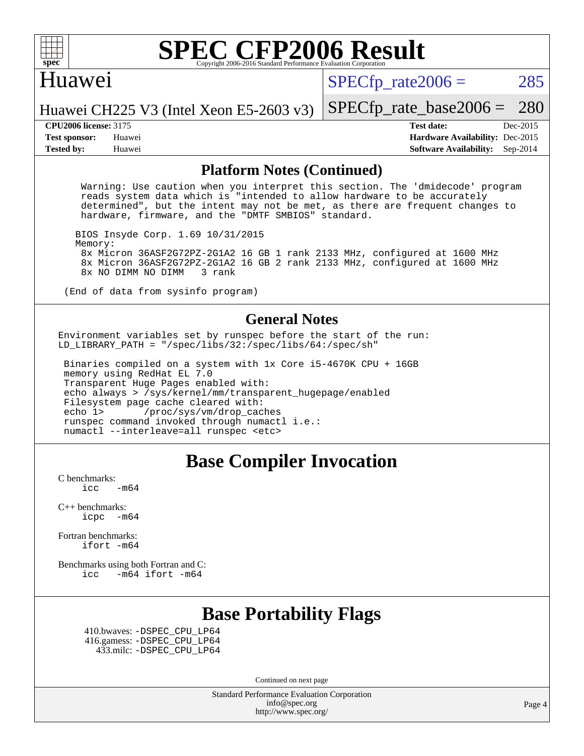## Platform Notes (Continued)

```
Warning: Use caution when you interpret this section. The 'dmidecode' program
reads system data which is "intended to allow hardware to be accurately
determined", but the intent may not be met, as there are frequent changes to
hardware, firmware, and the "DMTF SMBIOS" standard.

BIOS Insyde Corp. 1.69 10/31/2015
Memory:
 8x Micron 36ASF2G72PZ-2G1A2 16 GB 1 rank 2133 MHz, configured at 1600 MHz
 8x Micron 36ASF2G72PZ-2G1A2 16 GB 2 rank 2133 MHz, configured at 1600 MHz
 8x NO DIMM NO DIMM   3 rank

(End of data from sysinfo program)
```

## General Notes

```
Environment variables set by runspec before the start of the run:
LD_LIBRARY_PATH = "/spec/libs/32:/spec/libs/64:/spec/sh"

 Binaries compiled on a system with 1x Core i5-4670K CPU + 16GB
 memory using RedHat EL 7.0
 Transparent Huge Pages enabled with:
 echo always > /sys/kernel/mm/transparent_hugepage/enabled
 Filesystem page cache cleared with:
 echo 1>       /proc/sys/vm/drop_caches
 runspec command invoked through numactl i.e.:
 numactl --interleave=all runspec <etc>
```

# Base Compiler Invocation

C benchmarks:
```
icc   -m64
```

C++ benchmarks:
```
icpc  -m64
```

Fortran benchmarks:
```
ifort -m64
```

Benchmarks using both Fortran and C:
```
icc   -m64 ifort -m64
```

# Base Portability Flags

410.bwaves: -DSPEC_CPU_LP64
416.gamess: -DSPEC_CPU_LP64
433.milc: -DSPEC_CPU_LP64

Continued on next page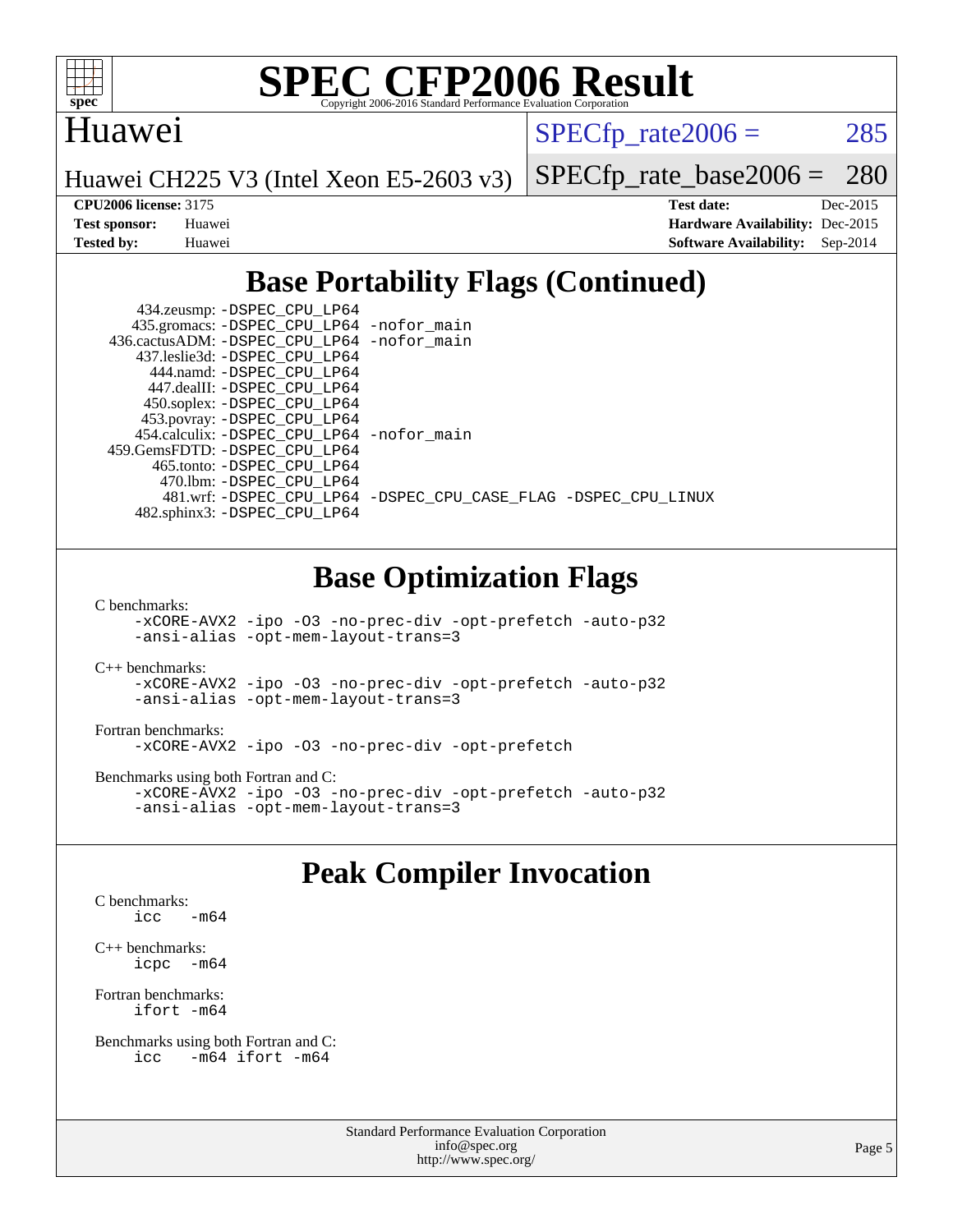# Huawei

Huawei CH225 V3 (Intel Xeon E5-2603 v3)

SPECfp_rate2006 = 285

SPECfp_rate_base2006 = 280

**CPU2006 license:** 3175
**Test sponsor:** Huawei
**Tested by:** Huawei

**Test date:** Dec-2015
**Hardware Availability:** Dec-2015
**Software Availability:** Sep-2014

## Base Portability Flags (Continued)

434.zeusmp: -DSPEC_CPU_LP64
435.gromacs: -DSPEC_CPU_LP64 -nofor_main
436.cactusADM: -DSPEC_CPU_LP64 -nofor_main
437.leslie3d: -DSPEC_CPU_LP64
444.namd: -DSPEC_CPU_LP64
447.dealII: -DSPEC_CPU_LP64
450.soplex: -DSPEC_CPU_LP64
453.povray: -DSPEC_CPU_LP64
454.calculix: -DSPEC_CPU_LP64 -nofor_main
459.GemsFDTD: -DSPEC_CPU_LP64
465.tonto: -DSPEC_CPU_LP64
470.lbm: -DSPEC_CPU_LP64
481.wrf: -DSPEC_CPU_LP64 -DSPEC_CPU_CASE_FLAG -DSPEC_CPU_LINUX
482.sphinx3: -DSPEC_CPU_LP64

## Base Optimization Flags

C benchmarks:
-xCORE-AVX2 -ipo -O3 -no-prec-div -opt-prefetch -auto-p32 -ansi-alias -opt-mem-layout-trans=3

C++ benchmarks:
-xCORE-AVX2 -ipo -O3 -no-prec-div -opt-prefetch -auto-p32 -ansi-alias -opt-mem-layout-trans=3

Fortran benchmarks:
-xCORE-AVX2 -ipo -O3 -no-prec-div -opt-prefetch

Benchmarks using both Fortran and C:
-xCORE-AVX2 -ipo -O3 -no-prec-div -opt-prefetch -auto-p32 -ansi-alias -opt-mem-layout-trans=3

## Peak Compiler Invocation

C benchmarks:
icc -m64

C++ benchmarks:
icpc -m64

Fortran benchmarks:
ifort -m64

Benchmarks using both Fortran and C:
icc -m64 ifort -m64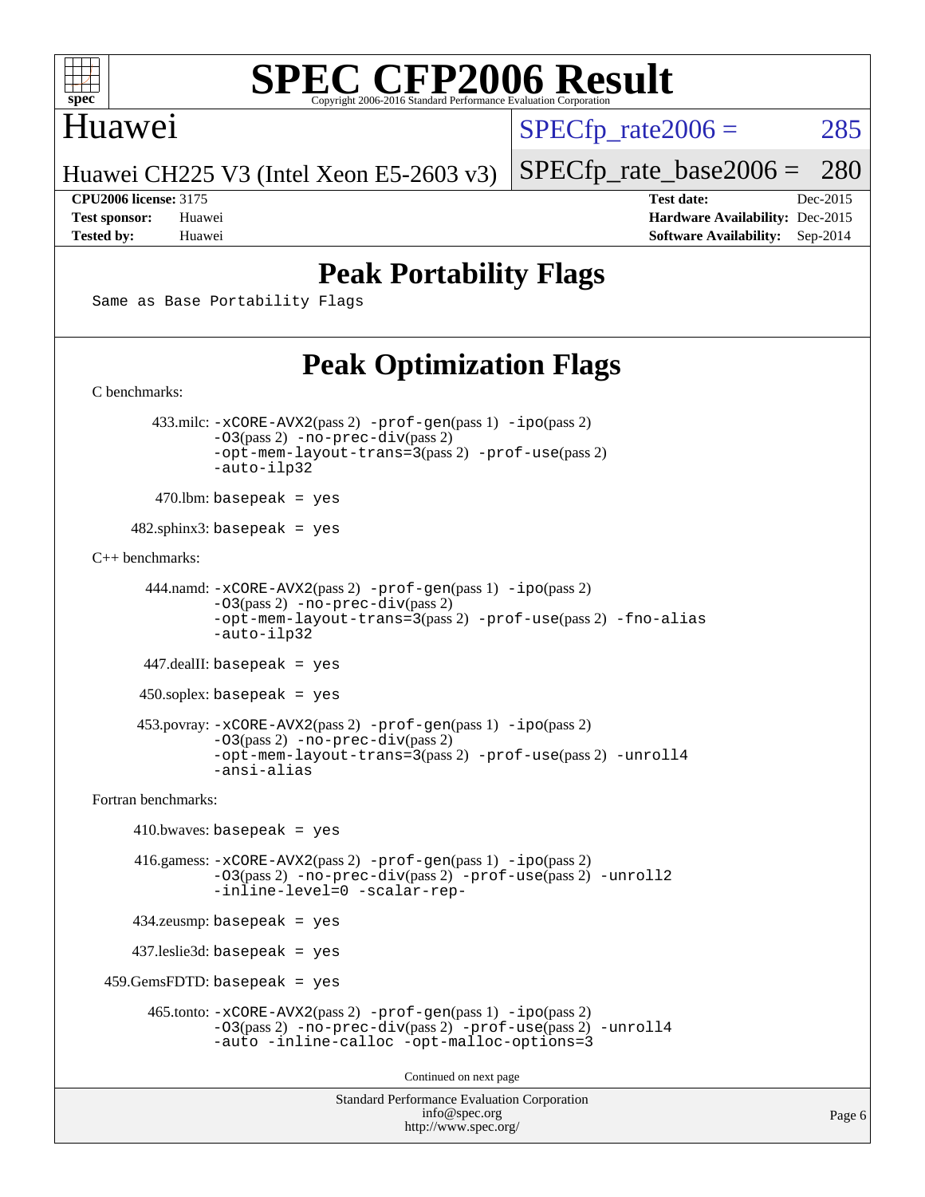# SPEC CFP2006 Result

Copyright 2006-2016 Standard Performance Evaluation Corporation

**Huawei**

Huawei CH225 V3 (Intel Xeon E5-2603 v3)

SPECfp_rate2006 = 285

SPECfp_rate_base2006 = 280

**CPU2006 license:** 3175
**Test sponsor:** Huawei
**Tested by:** Huawei

**Test date:** Dec-2015
**Hardware Availability:** Dec-2015
**Software Availability:** Sep-2014

## Peak Portability Flags

Same as Base Portability Flags

## Peak Optimization Flags

C benchmarks:

433.milc: -xCORE-AVX2(pass 2) -prof-gen(pass 1) -ipo(pass 2) -O3(pass 2) -no-prec-div(pass 2) -opt-mem-layout-trans=3(pass 2) -prof-use(pass 2) -auto-ilp32

470.lbm: basepeak = yes

482.sphinx3: basepeak = yes

C++ benchmarks:

444.namd: -xCORE-AVX2(pass 2) -prof-gen(pass 1) -ipo(pass 2) -O3(pass 2) -no-prec-div(pass 2) -opt-mem-layout-trans=3(pass 2) -prof-use(pass 2) -fno-alias -auto-ilp32

447.dealII: basepeak = yes

450.soplex: basepeak = yes

453.povray: -xCORE-AVX2(pass 2) -prof-gen(pass 1) -ipo(pass 2) -O3(pass 2) -no-prec-div(pass 2) -opt-mem-layout-trans=3(pass 2) -prof-use(pass 2) -unroll4 -ansi-alias

Fortran benchmarks:

410.bwaves: basepeak = yes

416.gamess: -xCORE-AVX2(pass 2) -prof-gen(pass 1) -ipo(pass 2) -O3(pass 2) -no-prec-div(pass 2) -prof-use(pass 2) -unroll2 -inline-level=0 -scalar-rep-

434.zeusmp: basepeak = yes

437.leslie3d: basepeak = yes

459.GemsFDTD: basepeak = yes

465.tonto: -xCORE-AVX2(pass 2) -prof-gen(pass 1) -ipo(pass 2) -O3(pass 2) -no-prec-div(pass 2) -prof-use(pass 2) -unroll4 -auto -inline-calloc -opt-malloc-options=3

Continued on next page

Standard Performance Evaluation Corporation
info@spec.org
http://www.spec.org/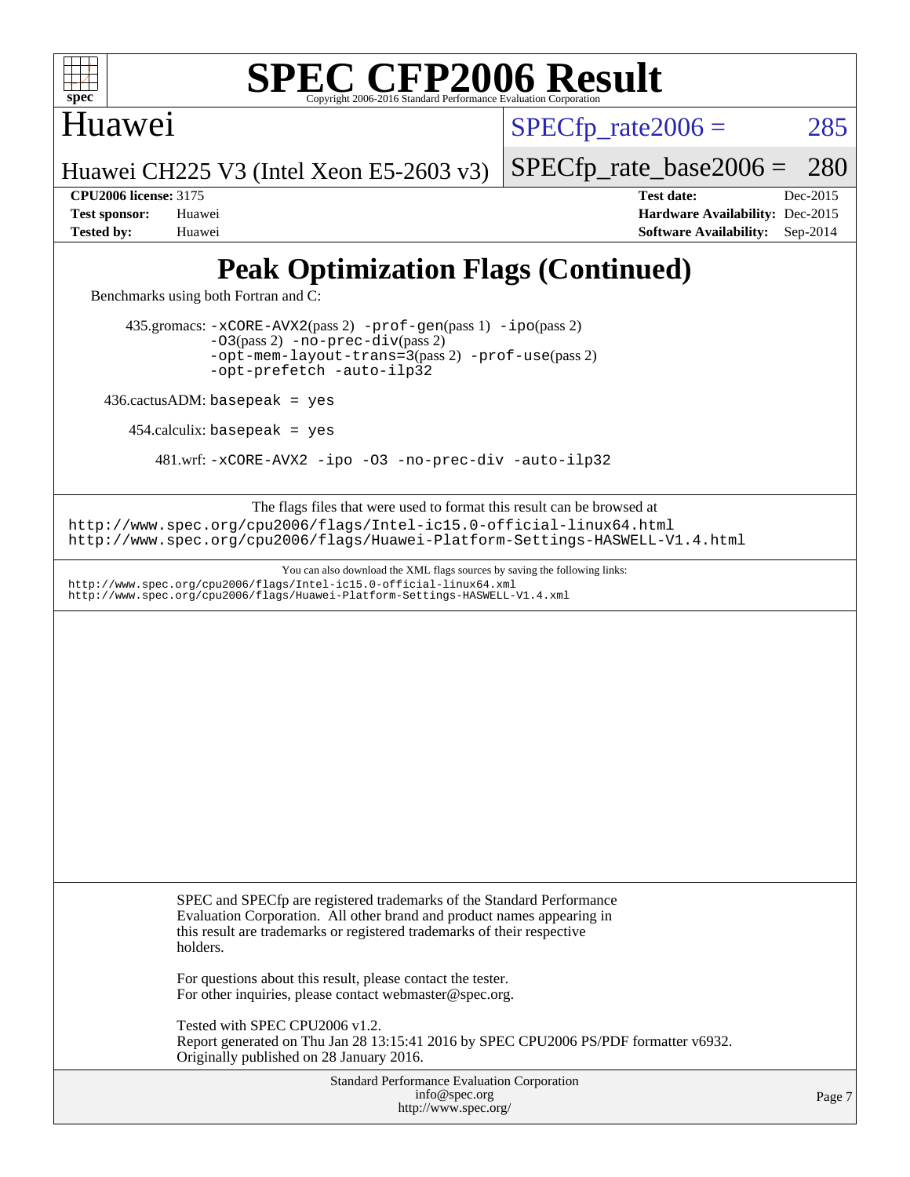# SPEC CFP2006 Result

Copyright 2006-2016 Standard Performance Evaluation Corporation

**Huawei**

Huawei CH225 V3 (Intel Xeon E5-2603 v3)

SPECfp_rate2006 = 285

SPECfp_rate_base2006 = 280

| | | | |
|---|---|---|---|
| **CPU2006 license:** | 3175 | **Test date:** | Dec-2015 |
| **Test sponsor:** | Huawei | **Hardware Availability:** | Dec-2015 |
| **Tested by:** | Huawei | **Software Availability:** | Sep-2014 |

## Peak Optimization Flags (Continued)

Benchmarks using both Fortran and C:

435.gromacs: `-xCORE-AVX2`(pass 2) `-prof-gen`(pass 1) `-ipo`(pass 2) `-O3`(pass 2) `-no-prec-div`(pass 2) `-opt-mem-layout-trans=3`(pass 2) `-prof-use`(pass 2) `-opt-prefetch` `-auto-ilp32`

436.cactusADM: `basepeak = yes`

454.calculix: `basepeak = yes`

481.wrf: `-xCORE-AVX2 -ipo -O3 -no-prec-div -auto-ilp32`

The flags files that were used to format this result can be browsed at

http://www.spec.org/cpu2006/flags/Intel-ic15.0-official-linux64.html
http://www.spec.org/cpu2006/flags/Huawei-Platform-Settings-HASWELL-V1.4.html

You can also download the XML flags sources by saving the following links:

http://www.spec.org/cpu2006/flags/Intel-ic15.0-official-linux64.xml
http://www.spec.org/cpu2006/flags/Huawei-Platform-Settings-HASWELL-V1.4.xml

SPEC and SPECfp are registered trademarks of the Standard Performance Evaluation Corporation. All other brand and product names appearing in this result are trademarks or registered trademarks of their respective holders.

For questions about this result, please contact the tester.
For other inquiries, please contact webmaster@spec.org.

Tested with SPEC CPU2006 v1.2.
Report generated on Thu Jan 28 13:15:41 2016 by SPEC CPU2006 PS/PDF formatter v6932.
Originally published on 28 January 2016.

Standard Performance Evaluation Corporation
info@spec.org
http://www.spec.org/